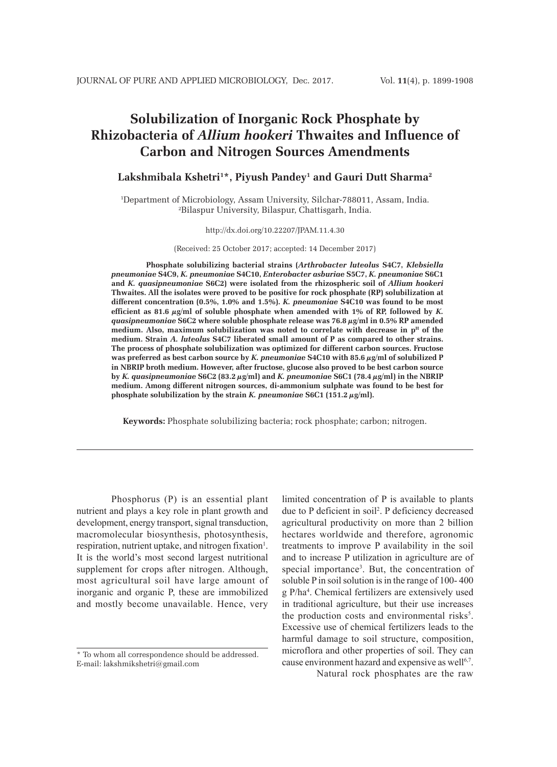# Solubilization of Inorganic Rock Phosphate by Rhizobacteria of *Allium hookeri* Thwaites and Influence of Carbon and Nitrogen Sources Amendments

**Lakshmibala Kshetri[1]*, Piyush Pandey[1] and Gauri Dutt Sharma[2]**

[1]Department of Microbiology, Assam University, Silchar-788011, Assam, India.
[2]Bilaspur University, Bilaspur, Chattisgarh, India.

http://dx.doi.org/10.22207/JPAM.11.4.30

(Received: 25 October 2017; accepted: 14 December 2017)

**Phosphate solubilizing bacterial strains (*Arthrobacter luteolus* S4C7, *Klebsiella pneumoniae* S4C9, *K. pneumoniae* S4C10, *Enterobacter asburiae* S5C7, *K. pneumoniae* S6C1 and *K. quasipneumoniae* S6C2) were isolated from the rhizospheric soil of *Allium hookeri* Thwaites. All the isolates were proved to be positive for rock phosphate (RP) solubilization at different concentration (0.5%, 1.0% and 1.5%). *K. pneumoniae* S4C10 was found to be most efficient as 81.6 µg/ml of soluble phosphate when amended with 1% of RP, followed by *K. quasipneumoniae* S6C2 where soluble phosphate release was 76.8 µg/ml in 0.5% RP amended medium. Also, maximum solubilization was noted to correlate with decrease in p$^H$ of the medium. Strain *A. luteolus* S4C7 liberated small amount of P as compared to other strains. The process of phosphate solubilization was optimized for different carbon sources. Fructose was preferred as best carbon source by *K. pneumoniae* S4C10 with 85.6 µg/ml of solubilized P in NBRIP broth medium. However, after fructose, glucose also proved to be best carbon source by *K. quasipneumoniae* S6C2 (83.2 µg/ml) and *K. pneumoniae* S6C1 (78.4 µg/ml) in the NBRIP medium. Among different nitrogen sources, di-ammonium sulphate was found to be best for phosphate solubilization by the strain *K. pneumoniae* S6C1 (151.2 µg/ml).**

**Keywords:** Phosphate solubilizing bacteria; rock phosphate; carbon; nitrogen.

---

Phosphorus (P) is an essential plant nutrient and plays a key role in plant growth and development, energy transport, signal transduction, macromolecular biosynthesis, photosynthesis, respiration, nutrient uptake, and nitrogen fixation[1]. It is the world's most second largest nutritional supplement for crops after nitrogen. Although, most agricultural soil have large amount of inorganic and organic P, these are immobilized and mostly become unavailable. Hence, very limited concentration of P is available to plants due to P deficient in soil[2]. P deficiency decreased agricultural productivity on more than 2 billion hectares worldwide and therefore, agronomic treatments to improve P availability in the soil and to increase P utilization in agriculture are of special importance[3]. But, the concentration of soluble P in soil solution is in the range of 100- 400 g P/ha[4]. Chemical fertilizers are extensively used in traditional agriculture, but their use increases the production costs and environmental risks[5]. Excessive use of chemical fertilizers leads to the harmful damage to soil structure, composition, microflora and other properties of soil. They can cause environment hazard and expensive as well[6,7].

Natural rock phosphates are the raw

---

\* To whom all correspondence should be addressed.
E-mail: lakshmikshetri@gmail.com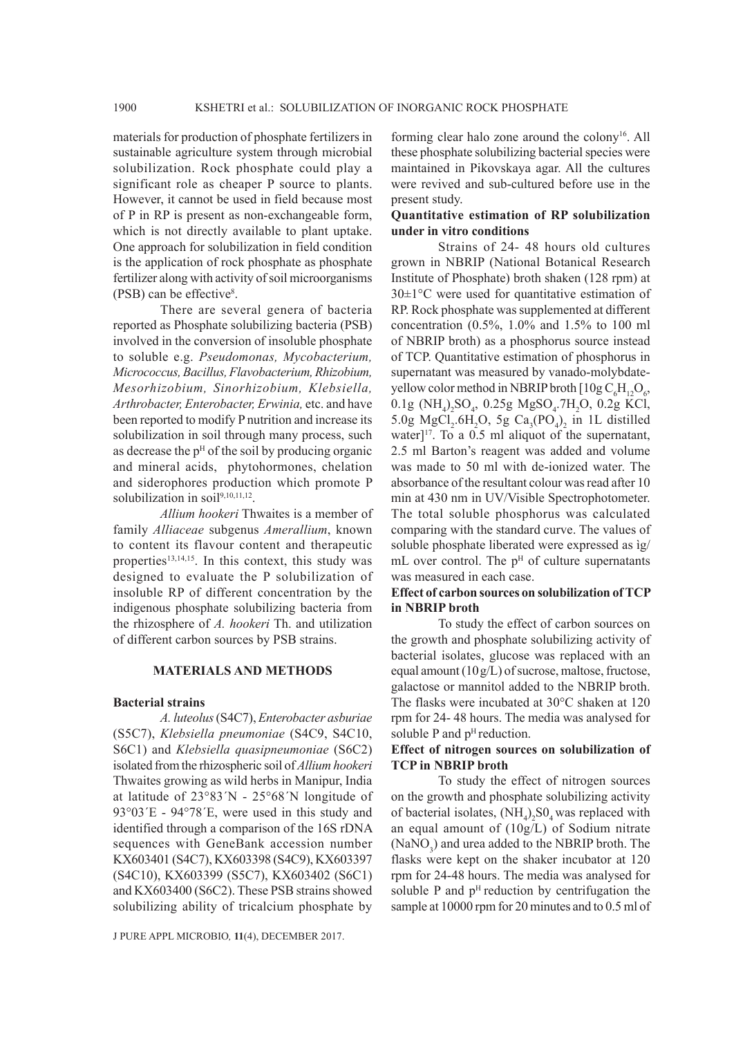materials for production of phosphate fertilizers in sustainable agriculture system through microbial solubilization. Rock phosphate could play a significant role as cheaper P source to plants. However, it cannot be used in field because most of P in RP is present as non-exchangeable form, which is not directly available to plant uptake. One approach for solubilization in field condition is the application of rock phosphate as phosphate fertilizer along with activity of soil microorganisms (PSB) can be effective[8].

There are several genera of bacteria reported as Phosphate solubilizing bacteria (PSB) involved in the conversion of insoluble phosphate to soluble e.g. *Pseudomonas, Mycobacterium, Micrococcus, Bacillus, Flavobacterium, Rhizobium, Mesorhizobium, Sinorhizobium, Klebsiella, Arthrobacter, Enterobacter, Erwinia,* etc. and have been reported to modify P nutrition and increase its solubilization in soil through many process, such as decrease the $p^H$ of the soil by producing organic and mineral acids, phytohormones, chelation and siderophores production which promote P solubilization in soil[9,10,11,12].

*Allium hookeri* Thwaites is a member of family *Alliaceae* subgenus *Amerallium*, known to content its flavour content and therapeutic properties[13,14,15]. In this context, this study was designed to evaluate the P solubilization of insoluble RP of different concentration by the indigenous phosphate solubilizing bacteria from the rhizosphere of *A. hookeri* Th. and utilization of different carbon sources by PSB strains.

## MATERIALS AND METHODS

### Bacterial strains

*A. luteolus* (S4C7), *Enterobacter asburiae* (S5C7), *Klebsiella pneumoniae* (S4C9, S4C10, S6C1) and *Klebsiella quasipneumoniae* (S6C2) isolated from the rhizospheric soil of *Allium hookeri* Thwaites growing as wild herbs in Manipur, India at latitude of 23°83´N - 25°68´N longitude of 93°03´E - 94°78´E, were used in this study and identified through a comparison of the 16S rDNA sequences with GeneBank accession number KX603401 (S4C7), KX603398 (S4C9), KX603397 (S4C10), KX603399 (S5C7), KX603402 (S6C1) and KX603400 (S6C2). These PSB strains showed solubilizing ability of tricalcium phosphate by forming clear halo zone around the colony[16]. All these phosphate solubilizing bacterial species were maintained in Pikovskaya agar. All the cultures were revived and sub-cultured before use in the present study.

### Quantitative estimation of RP solubilization under in vitro conditions

Strains of 24- 48 hours old cultures grown in NBRIP (National Botanical Research Institute of Phosphate) broth shaken (128 rpm) at 30±1°C were used for quantitative estimation of RP. Rock phosphate was supplemented at different concentration (0.5%, 1.0% and 1.5% to 100 ml of NBRIP broth) as a phosphorus source instead of TCP. Quantitative estimation of phosphorus in supernatant was measured by vanado-molybdate-yellow color method in NBRIP broth [10g $C_6H_{12}O_6$, 0.1g $(NH_4)_2SO_4$, 0.25g $MgSO_4.7H_2O$, 0.2g KCl, 5.0g $MgCl_2.6H_2O$, 5g $Ca_3(PO_4)_2$ in 1L distilled water][17]. To a 0.5 ml aliquot of the supernatant, 2.5 ml Barton's reagent was added and volume was made to 50 ml with de-ionized water. The absorbance of the resultant colour was read after 10 min at 430 nm in UV/Visible Spectrophotometer. The total soluble phosphorus was calculated comparing with the standard curve. The values of soluble phosphate liberated were expressed as ig/mL over control. The $p^H$ of culture supernatants was measured in each case.

### Effect of carbon sources on solubilization of TCP in NBRIP broth

To study the effect of carbon sources on the growth and phosphate solubilizing activity of bacterial isolates, glucose was replaced with an equal amount (10 g/L) of sucrose, maltose, fructose, galactose or mannitol added to the NBRIP broth. The flasks were incubated at 30°C shaken at 120 rpm for 24- 48 hours. The media was analysed for soluble P and $p^H$ reduction.

### Effect of nitrogen sources on solubilization of TCP in NBRIP broth

To study the effect of nitrogen sources on the growth and phosphate solubilizing activity of bacterial isolates, $(NH_4)_2S0_4$ was replaced with an equal amount of (10g/L) of Sodium nitrate ($NaNO_3$) and urea added to the NBRIP broth. The flasks were kept on the shaker incubator at 120 rpm for 24-48 hours. The media was analysed for soluble P and $p^H$ reduction by centrifugation the sample at 10000 rpm for 20 minutes and to 0.5 ml of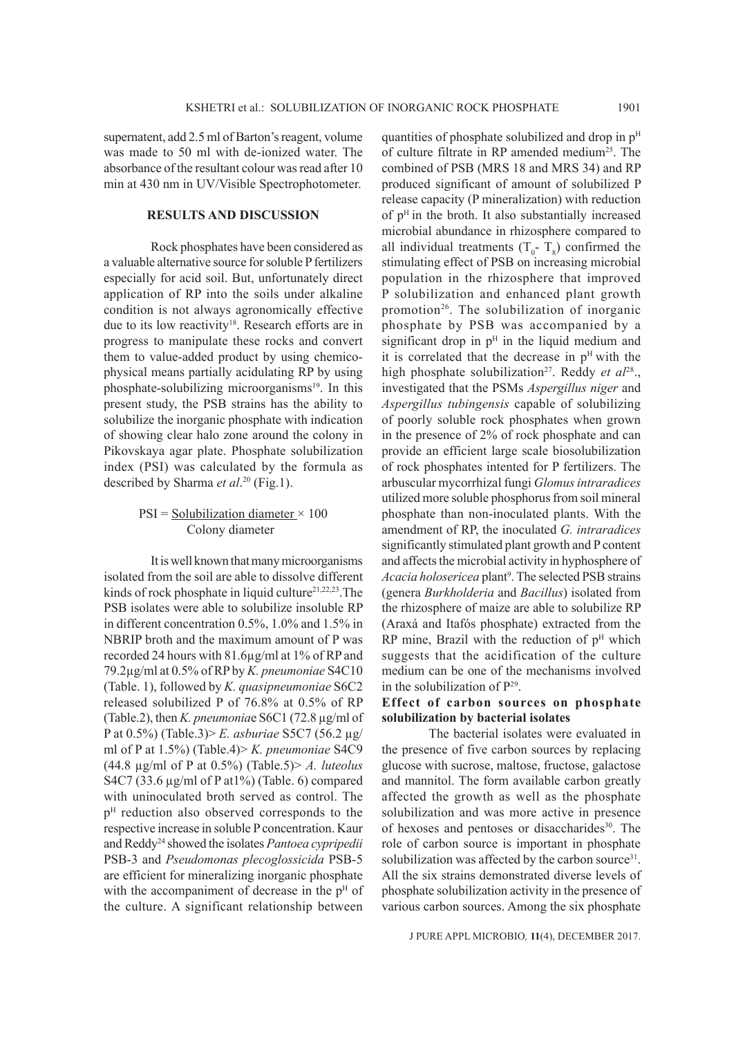supernatent, add 2.5 ml of Barton's reagent, volume was made to 50 ml with de-ionized water. The absorbance of the resultant colour was read after 10 min at 430 nm in UV/Visible Spectrophotometer.

## RESULTS AND DISCUSSION

Rock phosphates have been considered as a valuable alternative source for soluble P fertilizers especially for acid soil. But, unfortunately direct application of RP into the soils under alkaline condition is not always agronomically effective due to its low reactivity[18]. Research efforts are in progress to manipulate these rocks and convert them to value-added product by using chemico-physical means partially acidulating RP by using phosphate-solubilizing microorganisms[19]. In this present study, the PSB strains has the ability to solubilize the inorganic phosphate with indication of showing clear halo zone around the colony in Pikovskaya agar plate. Phosphate solubilization index (PSI) was calculated by the formula as described by Sharma *et al*.[20] (Fig.1).

$$PSI = \frac{\text{Solubilization diameter} \times 100}{\text{Colony diameter}}$$

It is well known that many microorganisms isolated from the soil are able to dissolve different kinds of rock phosphate in liquid culture[21,22,23]. The PSB isolates were able to solubilize insoluble RP in different concentration 0.5%, 1.0% and 1.5% in NBRIP broth and the maximum amount of P was recorded 24 hours with 81.6µg/ml at 1% of RP and 79.2µg/ml at 0.5% of RP by *K. pneumoniae* S4C10 (Table. 1), followed by *K. quasipneumoniae* S6C2 released solubilized P of 76.8% at 0.5% of RP (Table.2), then *K. pneumoniae* S6C1 (72.8 µg/ml of P at 0.5%) (Table.3)> *E. asburiae* S5C7 (56.2 µg/ml of P at 1.5%) (Table.4)> *K. pneumoniae* S4C9 (44.8 µg/ml of P at 0.5%) (Table.5)> *A. luteolus* S4C7 (33.6 µg/ml of P at1%) (Table. 6) compared with uninoculated broth served as control. The $p^H$ reduction also observed corresponds to the respective increase in soluble P concentration. Kaur and Reddy[24] showed the isolates *Pantoea cypripedii* PSB-3 and *Pseudomonas plecoglossicida* PSB-5 are efficient for mineralizing inorganic phosphate with the accompaniment of decrease in the $p^H$ of the culture. A significant relationship between quantities of phosphate solubilized and drop in $p^H$ of culture filtrate in RP amended medium[25]. The combined of PSB (MRS 18 and MRS 34) and RP produced significant of amount of solubilized P release capacity (P mineralization) with reduction of $p^H$ in the broth. It also substantially increased microbial abundance in rhizosphere compared to all individual treatments ($T_0$- $T_8$) confirmed the stimulating effect of PSB on increasing microbial population in the rhizosphere that improved P solubilization and enhanced plant growth promotion[26]. The solubilization of inorganic phosphate by PSB was accompanied by a significant drop in $p^H$ in the liquid medium and it is correlated that the decrease in $p^H$ with the high phosphate solubilization[27]. Reddy *et al*[28]., investigated that the PSMs *Aspergillus niger* and *Aspergillus tubingensis* capable of solubilizing of poorly soluble rock phosphates when grown in the presence of 2% of rock phosphate and can provide an efficient large scale biosolubilization of rock phosphates intented for P fertilizers. The arbuscular mycorrhizal fungi *Glomus intraradices* utilized more soluble phosphorus from soil mineral phosphate than non-inoculated plants. With the amendment of RP, the inoculated *G. intraradices* significantly stimulated plant growth and P content and affects the microbial activity in hyphosphere of *Acacia holosericea* plant[9]. The selected PSB strains (genera *Burkholderia* and *Bacillus*) isolated from the rhizosphere of maize are able to solubilize RP (Araxá and Itafós phosphate) extracted from the RP mine, Brazil with the reduction of $p^H$ which suggests that the acidification of the culture medium can be one of the mechanisms involved in the solubilization of P[29].

### Effect of carbon sources on phosphate solubilization by bacterial isolates

The bacterial isolates were evaluated in the presence of five carbon sources by replacing glucose with sucrose, maltose, fructose, galactose and mannitol. The form available carbon greatly affected the growth as well as the phosphate solubilization and was more active in presence of hexoses and pentoses or disaccharides[30]. The role of carbon source is important in phosphate solubilization was affected by the carbon source[31]. All the six strains demonstrated diverse levels of phosphate solubilization activity in the presence of various carbon sources. Among the six phosphate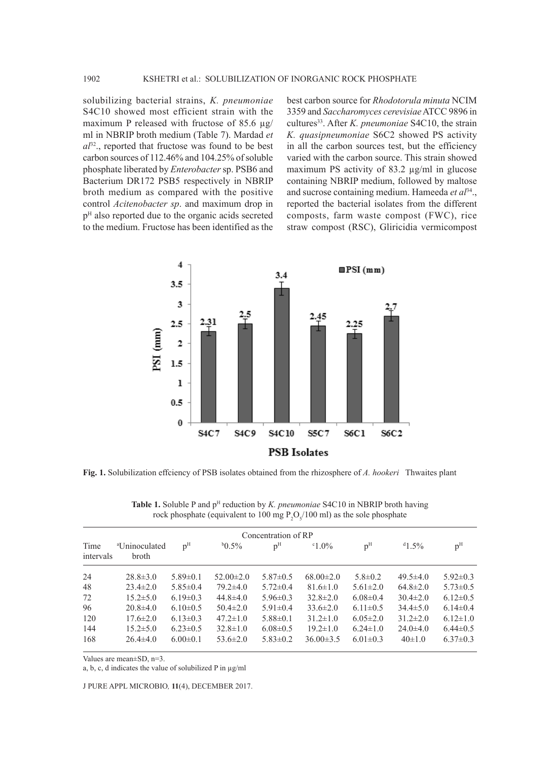solubilizing bacterial strains, *K. pneumoniae* S4C10 showed most efficient strain with the maximum P released with fructose of 85.6 µg/ml in NBRIP broth medium (Table 7). Mardad *et al*[32]., reported that fructose was found to be best carbon sources of 112.46% and 104.25% of soluble phosphate liberated by *Enterobacter* sp. PSB6 and Bacterium DR172 PSB5 respectively in NBRIP broth medium as compared with the positive control *Acitenobacter sp*. and maximum drop in $p^H$ also reported due to the organic acids secreted to the medium. Fructose has been identified as the best carbon source for *Rhodotorula minuta* NCIM 3359 and *Saccharomyces cerevisiae* ATCC 9896 in cultures[33]. After *K. pneumoniae* S4C10, the strain *K. quasipneumoniae* S6C2 showed PS activity in all the carbon sources test, but the efficiency varied with the carbon source. This strain showed maximum PS activity of 83.2 µg/ml in glucose containing NBRIP medium, followed by maltose and sucrose containing medium. Hameeda *et al*[34]., reported the bacterial isolates from the different composts, farm waste compost (FWC), rice straw compost (RSC), Gliricidia vermicompost

**Fig. 1.** Solubilization effciency of PSB isolates obtained from the rhizosphere of *A. hookeri* Thwaites plant

**Table 1.** Soluble P and $p^H$ reduction by *K. pneumoniae* S4C10 in NBRIP broth having rock phosphate (equivalent to 100 mg $P_2O_5$/100 ml) as the sole phosphate

| | Concentration of RP | | | | | | | |
|---|---|---|---|---|---|---|---|---|
| Time intervals | [a]Uninoculated broth | $p^H$ | [b]0.5% | $p^H$ | [c]1.0% | $p^H$ | [d]1.5% | $p^H$ |
| 24 | 28.8±3.0 | 5.89±0.1 | 52.00±2.0 | 5.87±0.5 | 68.00±2.0 | 5.8±0.2 | 49.5±4.0 | 5.92±0.3 |
| 48 | 23.4±2.0 | 5.85±0.4 | 79.2±4.0 | 5.72±0.4 | 81.6±1.0 | 5.61±2.0 | 64.8±2.0 | 5.73±0.5 |
| 72 | 15.2±5.0 | 6.19±0.3 | 44.8±4.0 | 5.96±0.3 | 32.8±2.0 | 6.08±0.4 | 30.4±2.0 | 6.12±0.5 |
| 96 | 20.8±4.0 | 6.10±0.5 | 50.4±2.0 | 5.91±0.4 | 33.6±2.0 | 6.11±0.5 | 34.4±5.0 | 6.14±0.4 |
| 120 | 17.6±2.0 | 6.13±0.3 | 47.2±1.0 | 5.88±0.1 | 31.2±1.0 | 6.05±2.0 | 31.2±2.0 | 6.12±1.0 |
| 144 | 15.2±5.0 | 6.23±0.5 | 32.8±1.0 | 6.08±0.5 | 19.2±1.0 | 6.24±1.0 | 24.0±4.0 | 6.44±0.5 |
| 168 | 26.4±4.0 | 6.00±0.1 | 53.6±2.0 | 5.83±0.2 | 36.00±3.5 | 6.01±0.3 | 40±1.0 | 6.37±0.3 |

Values are mean±SD, n=3.

a, b, c, d indicates the value of solubilized P in µg/ml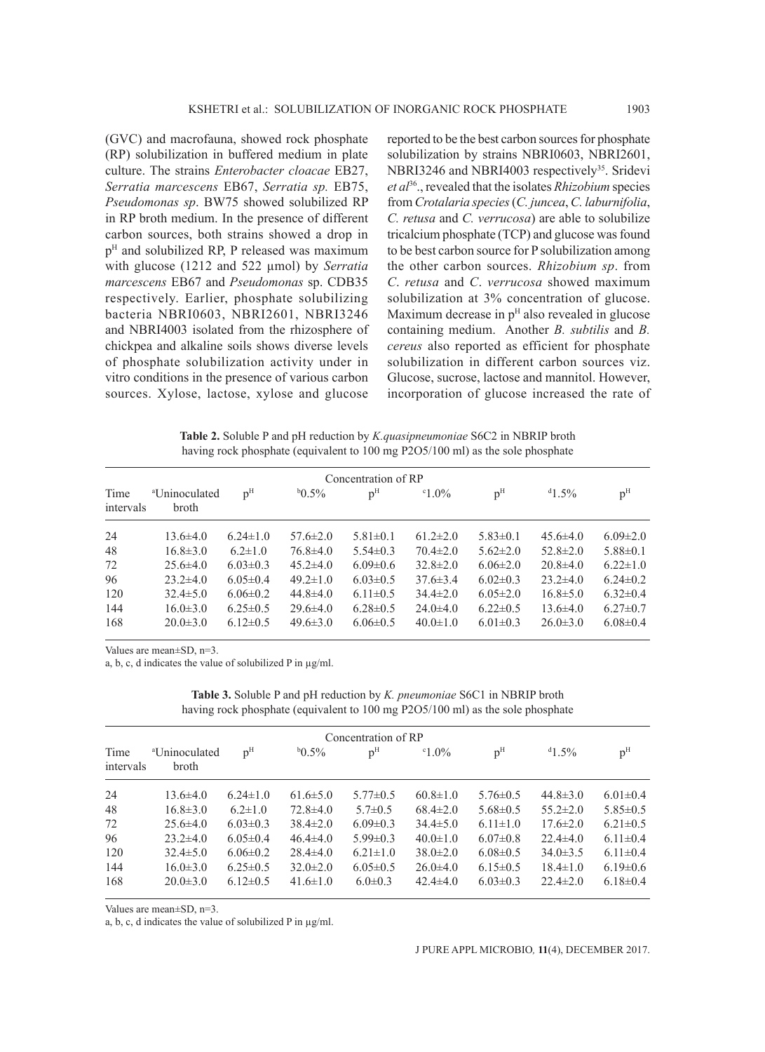(GVC) and macrofauna, showed rock phosphate (RP) solubilization in buffered medium in plate culture. The strains *Enterobacter cloacae* EB27, *Serratia marcescens* EB67, *Serratia sp.* EB75, *Pseudomonas sp*. BW75 showed solubilized RP in RP broth medium. In the presence of different carbon sources, both strains showed a drop in $p^H$ and solubilized RP, P released was maximum with glucose (1212 and 522 µmol) by *Serratia marcescens* EB67 and *Pseudomonas* sp. CDB35 respectively. Earlier, phosphate solubilizing bacteria NBRI0603, NBRI2601, NBRI3246 and NBRI4003 isolated from the rhizosphere of chickpea and alkaline soils shows diverse levels of phosphate solubilization activity under in vitro conditions in the presence of various carbon sources. Xylose, lactose, xylose and glucose reported to be the best carbon sources for phosphate solubilization by strains NBRI0603, NBRI2601, NBRI3246 and NBRI4003 respectively[35]. Sridevi *et al*[36]., revealed that the isolates *Rhizobium* species from *Crotalaria species* (*C. juncea*, *C. laburnifolia*, *C. retusa* and *C. verrucosa*) are able to solubilize tricalcium phosphate (TCP) and glucose was found to be best carbon source for P solubilization among the other carbon sources. *Rhizobium sp*. from *C*. *retusa* and *C*. *verrucosa* showed maximum solubilization at 3% concentration of glucose. Maximum decrease in $p^H$ also revealed in glucose containing medium. Another *B. subtilis* and *B. cereus* also reported as efficient for phosphate solubilization in different carbon sources viz. Glucose, sucrose, lactose and mannitol. However, incorporation of glucose increased the rate of

**Table 2.** Soluble P and pH reduction by *K.quasipneumoniae* S6C2 in NBRIP broth having rock phosphate (equivalent to 100 mg P2O5/100 ml) as the sole phosphate

| | Concentration of RP | | | | | | | |
|---|---|---|---|---|---|---|---|---|
| Time intervals | [a]Uninoculated broth | $p^H$ | [b]0.5% | $p^H$ | [c]1.0% | $p^H$ | [d]1.5% | $p^H$ |
| 24 | 13.6±4.0 | 6.24±1.0 | 57.6±2.0 | 5.81±0.1 | 61.2±2.0 | 5.83±0.1 | 45.6±4.0 | 6.09±2.0 |
| 48 | 16.8±3.0 | 6.2±1.0 | 76.8±4.0 | 5.54±0.3 | 70.4±2.0 | 5.62±2.0 | 52.8±2.0 | 5.88±0.1 |
| 72 | 25.6±4.0 | 6.03±0.3 | 45.2±4.0 | 6.09±0.6 | 32.8±2.0 | 6.06±2.0 | 20.8±4.0 | 6.22±1.0 |
| 96 | 23.2±4.0 | 6.05±0.4 | 49.2±1.0 | 6.03±0.5 | 37.6±3.4 | 6.02±0.3 | 23.2±4.0 | 6.24±0.2 |
| 120 | 32.4±5.0 | 6.06±0.2 | 44.8±4.0 | 6.11±0.5 | 34.4±2.0 | 6.05±2.0 | 16.8±5.0 | 6.32±0.4 |
| 144 | 16.0±3.0 | 6.25±0.5 | 29.6±4.0 | 6.28±0.5 | 24.0±4.0 | 6.22±0.5 | 13.6±4.0 | 6.27±0.7 |
| 168 | 20.0±3.0 | 6.12±0.5 | 49.6±3.0 | 6.06±0.5 | 40.0±1.0 | 6.01±0.3 | 26.0±3.0 | 6.08±0.4 |

Values are mean±SD, n=3.
a, b, c, d indicates the value of solubilized P in µg/ml.

**Table 3.** Soluble P and pH reduction by *K. pneumoniae* S6C1 in NBRIP broth having rock phosphate (equivalent to 100 mg P2O5/100 ml) as the sole phosphate

| | Concentration of RP | | | | | | | |
|---|---|---|---|---|---|---|---|---|
| Time intervals | [a]Uninoculated broth | $p^H$ | [b]0.5% | $p^H$ | [c]1.0% | $p^H$ | [d]1.5% | $p^H$ |
| 24 | 13.6±4.0 | 6.24±1.0 | 61.6±5.0 | 5.77±0.5 | 60.8±1.0 | 5.76±0.5 | 44.8±3.0 | 6.01±0.4 |
| 48 | 16.8±3.0 | 6.2±1.0 | 72.8±4.0 | 5.7±0.5 | 68.4±2.0 | 5.68±0.5 | 55.2±2.0 | 5.85±0.5 |
| 72 | 25.6±4.0 | 6.03±0.3 | 38.4±2.0 | 6.09±0.3 | 34.4±5.0 | 6.11±1.0 | 17.6±2.0 | 6.21±0.5 |
| 96 | 23.2±4.0 | 6.05±0.4 | 46.4±4.0 | 5.99±0.3 | 40.0±1.0 | 6.07±0.8 | 22.4±4.0 | 6.11±0.4 |
| 120 | 32.4±5.0 | 6.06±0.2 | 28.4±4.0 | 6.21±1.0 | 38.0±2.0 | 6.08±0.5 | 34.0±3.5 | 6.11±0.4 |
| 144 | 16.0±3.0 | 6.25±0.5 | 32.0±2.0 | 6.05±0.5 | 26.0±4.0 | 6.15±0.5 | 18.4±1.0 | 6.19±0.6 |
| 168 | 20.0±3.0 | 6.12±0.5 | 41.6±1.0 | 6.0±0.3 | 42.4±4.0 | 6.03±0.3 | 22.4±2.0 | 6.18±0.4 |

Values are mean±SD, n=3.
a, b, c, d indicates the value of solubilized P in µg/ml.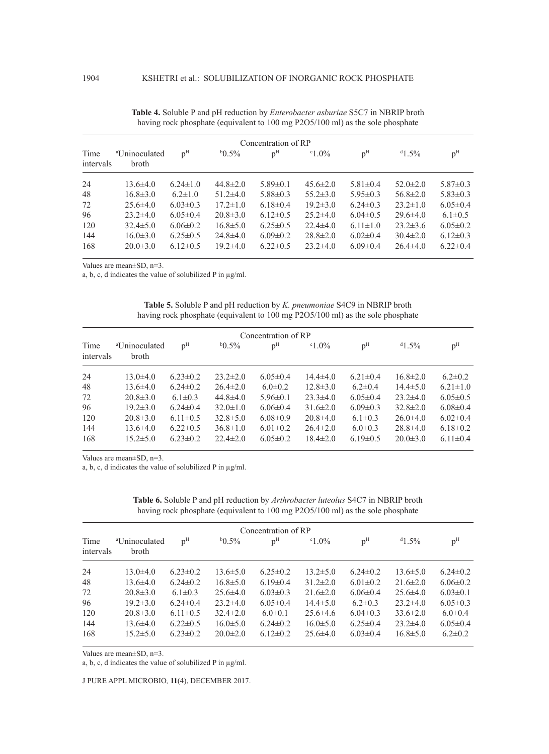**Table 4.** Soluble P and pH reduction by *Enterobacter asburiae* S5C7 in NBRIP broth having rock phosphate (equivalent to 100 mg P2O5/100 ml) as the sole phosphate

| Time intervals | [a]Uninoculated broth | p[H] | [b]0.5% | p[H] | [c]1.0% | p[H] | [d]1.5% | p[H] |
|---|---|---|---|---|---|---|---|---|
| | Concentration of RP | | | | | | | |
| 24 | 13.6±4.0 | 6.24±1.0 | 44.8±2.0 | 5.89±0.1 | 45.6±2.0 | 5.81±0.4 | 52.0±2.0 | 5.87±0.3 |
| 48 | 16.8±3.0 | 6.2±1.0 | 51.2±4.0 | 5.88±0.3 | 55.2±3.0 | 5.95±0.3 | 56.8±2.0 | 5.83±0.3 |
| 72 | 25.6±4.0 | 6.03±0.3 | 17.2±1.0 | 6.18±0.4 | 19.2±3.0 | 6.24±0.3 | 23.2±1.0 | 6.05±0.4 |
| 96 | 23.2±4.0 | 6.05±0.4 | 20.8±3.0 | 6.12±0.5 | 25.2±4.0 | 6.04±0.5 | 29.6±4.0 | 6.1±0.5 |
| 120 | 32.4±5.0 | 6.06±0.2 | 16.8±5.0 | 6.25±0.5 | 22.4±4.0 | 6.11±1.0 | 23.2±3.6 | 6.05±0.2 |
| 144 | 16.0±3.0 | 6.25±0.5 | 24.8±4.0 | 6.09±0.2 | 28.8±2.0 | 6.02±0.4 | 30.4±2.0 | 6.12±0.3 |
| 168 | 20.0±3.0 | 6.12±0.5 | 19.2±4.0 | 6.22±0.5 | 23.2±4.0 | 6.09±0.4 | 26.4±4.0 | 6.22±0.4 |

Values are mean±SD, n=3.

a, b, c, d indicates the value of solubilized P in µg/ml.

**Table 5.** Soluble P and pH reduction by *K. pneumoniae* S4C9 in NBRIP broth having rock phosphate (equivalent to 100 mg P2O5/100 ml) as the sole phosphate

| Time intervals | [a]Uninoculated broth | p[H] | [b]0.5% | p[H] | [c]1.0% | p[H] | [d]1.5% | p[H] |
|---|---|---|---|---|---|---|---|---|
| | Concentration of RP | | | | | | | |
| 24 | 13.0±4.0 | 6.23±0.2 | 23.2±2.0 | 6.05±0.4 | 14.4±4.0 | 6.21±0.4 | 16.8±2.0 | 6.2±0.2 |
| 48 | 13.6±4.0 | 6.24±0.2 | 26.4±2.0 | 6.0±0.2 | 12.8±3.0 | 6.2±0.4 | 14.4±5.0 | 6.21±1.0 |
| 72 | 20.8±3.0 | 6.1±0.3 | 44.8±4.0 | 5.96±0.1 | 23.3±4.0 | 6.05±0.4 | 23.2±4.0 | 6.05±0.5 |
| 96 | 19.2±3.0 | 6.24±0.4 | 32.0±1.0 | 6.06±0.4 | 31.6±2.0 | 6.09±0.3 | 32.8±2.0 | 6.08±0.4 |
| 120 | 20.8±3.0 | 6.11±0.5 | 32.8±5.0 | 6.08±0.9 | 20.8±4.0 | 6.1±0.3 | 26.0±4.0 | 6.02±0.4 |
| 144 | 13.6±4.0 | 6.22±0.5 | 36.8±1.0 | 6.01±0.2 | 26.4±2.0 | 6.0±0.3 | 28.8±4.0 | 6.18±0.2 |
| 168 | 15.2±5.0 | 6.23±0.2 | 22.4±2.0 | 6.05±0.2 | 18.4±2.0 | 6.19±0.5 | 20.0±3.0 | 6.11±0.4 |

Values are mean±SD, n=3.

a, b, c, d indicates the value of solubilized P in µg/ml.

**Table 6.** Soluble P and pH reduction by *Arthrobacter luteolus* S4C7 in NBRIP broth having rock phosphate (equivalent to 100 mg P2O5/100 ml) as the sole phosphate

| Time intervals | [a]Uninoculated broth | p[H] | [b]0.5% | p[H] | [c]1.0% | p[H] | [d]1.5% | p[H] |
|---|---|---|---|---|---|---|---|---|
| | Concentration of RP | | | | | | | |
| 24 | 13.0±4.0 | 6.23±0.2 | 13.6±5.0 | 6.25±0.2 | 13.2±5.0 | 6.24±0.2 | 13.6±5.0 | 6.24±0.2 |
| 48 | 13.6±4.0 | 6.24±0.2 | 16.8±5.0 | 6.19±0.4 | 31.2±2.0 | 6.01±0.2 | 21.6±2.0 | 6.06±0.2 |
| 72 | 20.8±3.0 | 6.1±0.3 | 25.6±4.0 | 6.03±0.3 | 21.6±2.0 | 6.06±0.4 | 25.6±4.0 | 6.03±0.1 |
| 96 | 19.2±3.0 | 6.24±0.4 | 23.2±4.0 | 6.05±0.4 | 14.4±5.0 | 6.2±0.3 | 23.2±4.0 | 6.05±0.3 |
| 120 | 20.8±3.0 | 6.11±0.5 | 32.4±2.0 | 6.0±0.1 | 25.6±4.6 | 6.04±0.3 | 33.6±2.0 | 6.0±0.4 |
| 144 | 13.6±4.0 | 6.22±0.5 | 16.0±5.0 | 6.24±0.2 | 16.0±5.0 | 6.25±0.4 | 23.2±4.0 | 6.05±0.4 |
| 168 | 15.2±5.0 | 6.23±0.2 | 20.0±2.0 | 6.12±0.2 | 25.6±4.0 | 6.03±0.4 | 16.8±5.0 | 6.2±0.2 |

Values are mean±SD, n=3.

a, b, c, d indicates the value of solubilized P in µg/ml.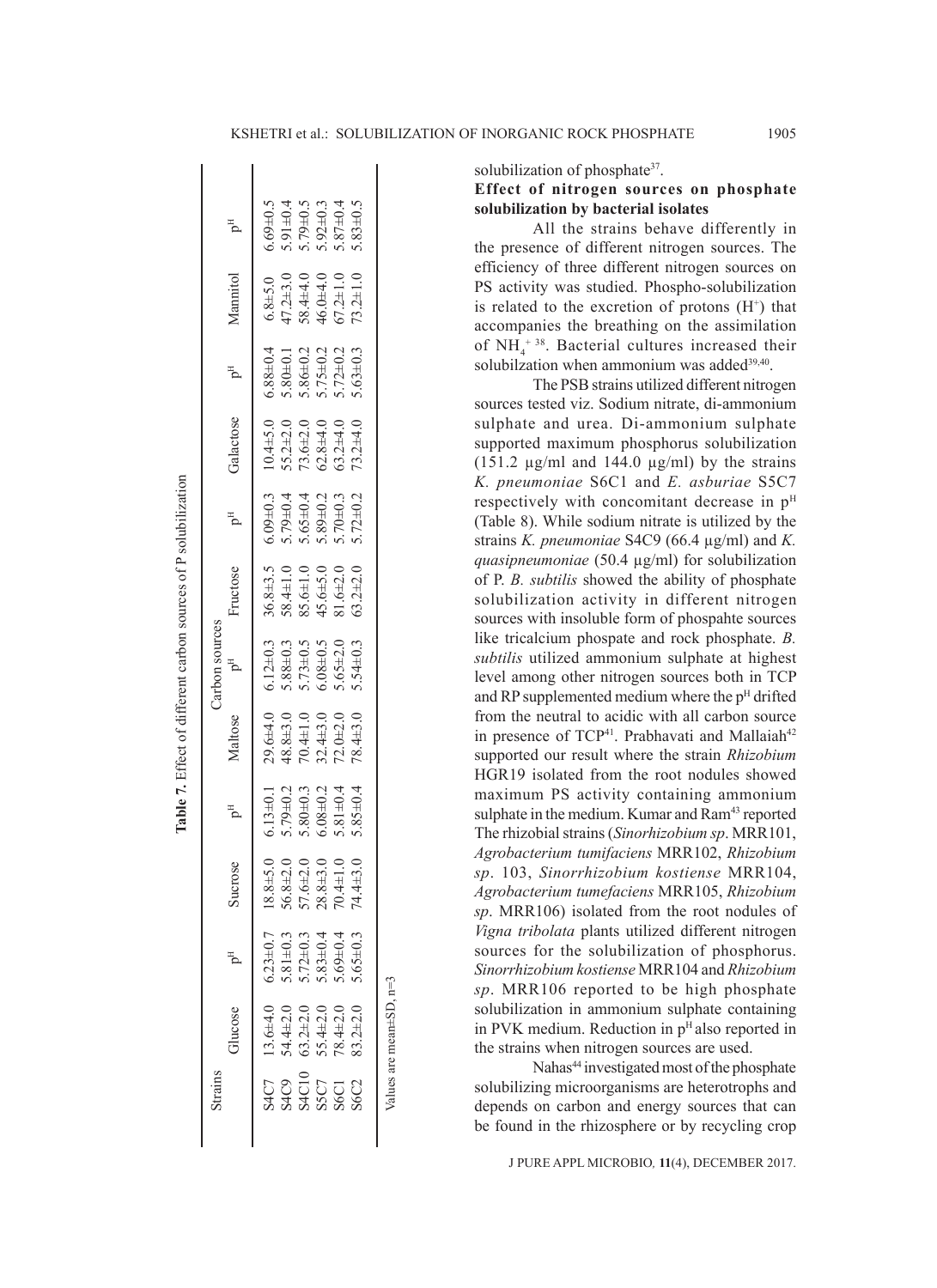**Table 7.** Effect of different carbon sources of P solubilization

| Strains | Carbon sources | | | | | | | | | | | | | |
|---|---|---|---|---|---|---|---|---|---|---|---|---|---|---|
| | Glucose | p[H] | Sucrose | p[H] | Maltose | p[H] | Fructose | p[H] | Galactose | p[H] | Mannitol | p[H] |
| S4C7 | 13.6±4.0 | 6.23±0.7 | 18.8±5.0 | 6.13±0.1 | 29.6±4.0 | 6.12±0.3 | 36.8±3.5 | 6.09±0.3 | 10.4±5.0 | 6.88±0.4 | 6.8±5.0 | 6.69±0.5 |
| S4C9 | 54.4±2.0 | 5.81±0.3 | 56.8±2.0 | 5.79±0.2 | 48.8±3.0 | 5.88±0.3 | 58.4±1.0 | 5.79±0.4 | 55.2±2.0 | 5.80±0.1 | 47.2±3.0 | 5.91±0.4 |
| S4C10 | 63.2±2.0 | 5.72±0.3 | 57.6±2.0 | 5.80±0.3 | 70.4±1.0 | 5.73±0.5 | 85.6±1.0 | 5.65±0.4 | 73.6±2.0 | 5.86±0.2 | 58.4±4.0 | 5.79±0.5 |
| S5C7 | 55.4±2.0 | 5.83±0.4 | 28.8±3.0 | 6.08±0.2 | 32.4±3.0 | 6.08±0.5 | 45.6±5.0 | 5.89±0.2 | 62.8±4.0 | 5.75±0.2 | 46.0±4.0 | 5.92±0.3 |
| S6C1 | 78.4±2.0 | 5.69±0.4 | 70.4±1.0 | 5.81±0.4 | 72.0±2.0 | 5.65±2.0 | 81.6±2.0 | 5.70±0.3 | 63.2±4.0 | 5.72±0.2 | 67.2±1.0 | 5.87±0.4 |
| S6C2 | 83.2±2.0 | 5.65±0.3 | 74.4±3.0 | 5.85±0.4 | 78.4±3.0 | 5.54±0.3 | 63.2±2.0 | 5.72±0.2 | 73.2±4.0 | 5.63±0.3 | 73.2±1.0 | 5.83±0.5 |

Values are mean±SD, n=3

solubilization of phosphate[37].

### Effect of nitrogen sources on phosphate solubilization by bacterial isolates

All the strains behave differently in the presence of different nitrogen sources. The efficiency of three different nitrogen sources on PS activity was studied. Phospho-solubilization is related to the excretion of protons ($H^+$) that accompanies the breathing on the assimilation of $NH_4^+$ [38]. Bacterial cultures increased their solubilization when ammonium was added[39,40].

The PSB strains utilized different nitrogen sources tested viz. Sodium nitrate, di-ammonium sulphate and urea. Di-ammonium sulphate supported maximum phosphorus solubilization (151.2 µg/ml and 144.0 µg/ml) by the strains *K. pneumoniae* S6C1 and *E. asburiae* S5C7 respectively with concomitant decrease in p[H] (Table 8). While sodium nitrate is utilized by the strains *K. pneumoniae* S4C9 (66.4 µg/ml) and *K. quasipneumoniae* (50.4 µg/ml) for solubilization of P. *B. subtilis* showed the ability of phosphate solubilization activity in different nitrogen sources with insoluble form of phospahte sources like tricalcium phospate and rock phosphate. *B. subtilis* utilized ammonium sulphate at highest level among other nitrogen sources both in TCP and RP supplemented medium where the p[H] drifted from the neutral to acidic with all carbon source in presence of TCP[41]. Prabhavati and Mallaiah[42] supported our result where the strain *Rhizobium* HGR19 isolated from the root nodules showed maximum PS activity containing ammonium sulphate in the medium. Kumar and Ram[43] reported The rhizobial strains (*Sinorhizobium sp*. MRR101, *Agrobacterium tumifaciens* MRR102, *Rhizobium sp*. 103, *Sinorrhizobium kostiense* MRR104, *Agrobacterium tumefaciens* MRR105, *Rhizobium sp*. MRR106) isolated from the root nodules of *Vigna tribolata* plants utilized different nitrogen sources for the solubilization of phosphorus. *Sinorrhizobium kostiense* MRR104 and *Rhizobium sp*. MRR106 reported to be high phosphate solubilization in ammonium sulphate containing in PVK medium. Reduction in p[H] also reported in the strains when nitrogen sources are used.

Nahas[44] investigated most of the phosphate solubilizing microorganisms are heterotrophs and depends on carbon and energy sources that can be found in the rhizosphere or by recycling crop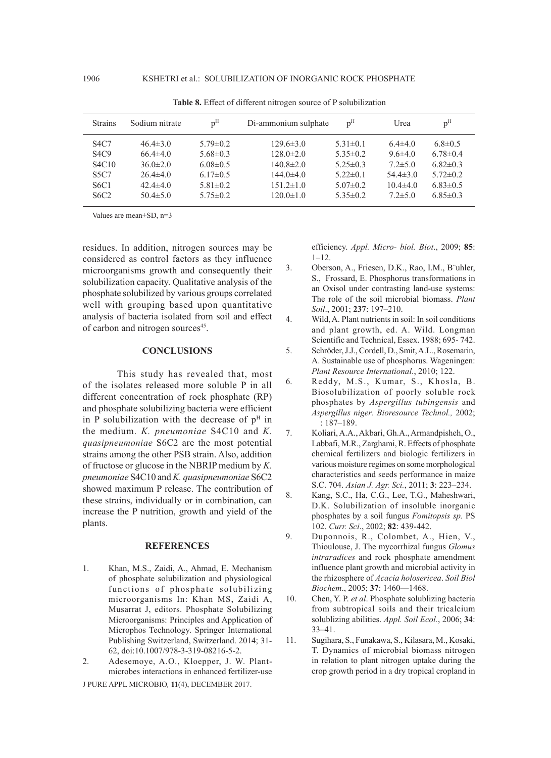**Table 8.** Effect of different nitrogen source of P solubilization

| Strains | Sodium nitrate | p[H] | Di-ammonium sulphate | p[H] | Urea | p[H] |
|---|---|---|---|---|---|---|
| S4C7 | 46.4±3.0 | 5.79±0.2 | 129.6±3.0 | 5.31±0.1 | 6.4±4.0 | 6.8±0.5 |
| S4C9 | 66.4±4.0 | 5.68±0.3 | 128.0±2.0 | 5.35±0.2 | 9.6±4.0 | 6.78±0.4 |
| S4C10 | 36.0±2.0 | 6.08±0.5 | 140.8±2.0 | 5.25±0.3 | 7.2±5.0 | 6.82±0.3 |
| S5C7 | 26.4±4.0 | 6.17±0.5 | 144.0±4.0 | 5.22±0.1 | 54.4±3.0 | 5.72±0.2 |
| S6C1 | 42.4±4.0 | 5.81±0.2 | 151.2±1.0 | 5.07±0.2 | 10.4±4.0 | 6.83±0.5 |
| S6C2 | 50.4±5.0 | 5.75±0.2 | 120.0±1.0 | 5.35±0.2 | 7.2±5.0 | 6.85±0.3 |

Values are mean±SD, n=3

residues. In addition, nitrogen sources may be considered as control factors as they influence microorganisms growth and consequently their solubilization capacity. Qualitative analysis of the phosphate solubilized by various groups correlated well with grouping based upon quantitative analysis of bacteria isolated from soil and effect of carbon and nitrogen sources[45].

## CONCLUSIONS

This study has revealed that, most of the isolates released more soluble P in all different concentration of rock phosphate (RP) and phosphate solubilizing bacteria were efficient in P solubilization with the decrease of p[H] in the medium. *K. pneumoniae* S4C10 and *K. quasipneumoniae* S6C2 are the most potential strains among the other PSB strain. Also, addition of fructose or glucose in the NBRIP medium by *K. pneumoniae* S4C10 and *K. quasipneumoniae* S6C2 showed maximum P release. The contribution of these strains, individually or in combination, can increase the P nutrition, growth and yield of the plants.

## REFERENCES

1. Khan, M.S., Zaidi, A., Ahmad, E. Mechanism of phosphate solubilization and physiological functions of phosphate solubilizing microorganisms In: Khan MS, Zaidi A, Musarrat J, editors. Phosphate Solubilizing Microorganisms: Principles and Application of Microphos Technology. Springer International Publishing Switzerland, Switzerland. 2014; 31-62, doi:10.1007/978-3-319-08216-5-2.
2. Adesemoye, A.O., Kloepper, J. W. Plant-microbes interactions in enhanced fertilizer-use efficiency. *Appl. Micro- biol. Biot*., 2009; **85**: 1–12.
3. Oberson, A., Friesen, D.K., Rao, I.M., B¨uhler, S., Frossard, E. Phosphorus transformations in an Oxisol under contrasting land-use systems: The role of the soil microbial biomass. *Plant Soil*., 2001; **237**: 197–210.
4. Wild, A. Plant nutrients in soil: In soil conditions and plant growth, ed. A. Wild. Longman Scientific and Technical, Essex. 1988; 695- 742.
5. Schröder, J.J., Cordell, D., Smit, A.L., Rosemarin, A. Sustainable use of phosphorus. Wageningen: *Plant Resource International*., 2010; 122.
6. Reddy, M.S., Kumar, S., Khosla, B. Biosolubilization of poorly soluble rock phosphates by *Aspergillus tubingensis* and *Aspergillus niger*. *Bioresource Technol.,* 2002; : 187–189.
7. Koliari, A.A., Akbari, Gh.A., Armandpisheh, O., Labbafi, M.R., Zarghami, R. Effects of phosphate chemical fertilizers and biologic fertilizers in various moisture regimes on some morphological characteristics and seeds performance in maize S.C. 704. *Asian J. Agr. Sci.*, 2011; **3**: 223–234.
8. Kang, S.C., Ha, C.G., Lee, T.G., Maheshwari, D.K. Solubilization of insoluble inorganic phosphates by a soil fungus *Fomitopsis sp.* PS 102. *Curr. Sci*., 2002; **82**: 439-442.
9. Duponnois, R., Colombet, A., Hien, V., Thioulouse, J. The mycorrhizal fungus *Glomus intraradices* and rock phosphate amendment influence plant growth and microbial activity in the rhizosphere of *Acacia holosericea*. *Soil Biol Biochem*., 2005; **37**: 1460—1468.
10. Chen, Y. P. *et al*. Phosphate solublizing bacteria from subtropical soils and their tricalcium solublizing abilities. *Appl. Soil Ecol.*, 2006; **34**: 33–41.
11. Sugihara, S., Funakawa, S., Kilasara, M., Kosaki, T. Dynamics of microbial biomass nitrogen in relation to plant nitrogen uptake during the crop growth period in a dry tropical cropland in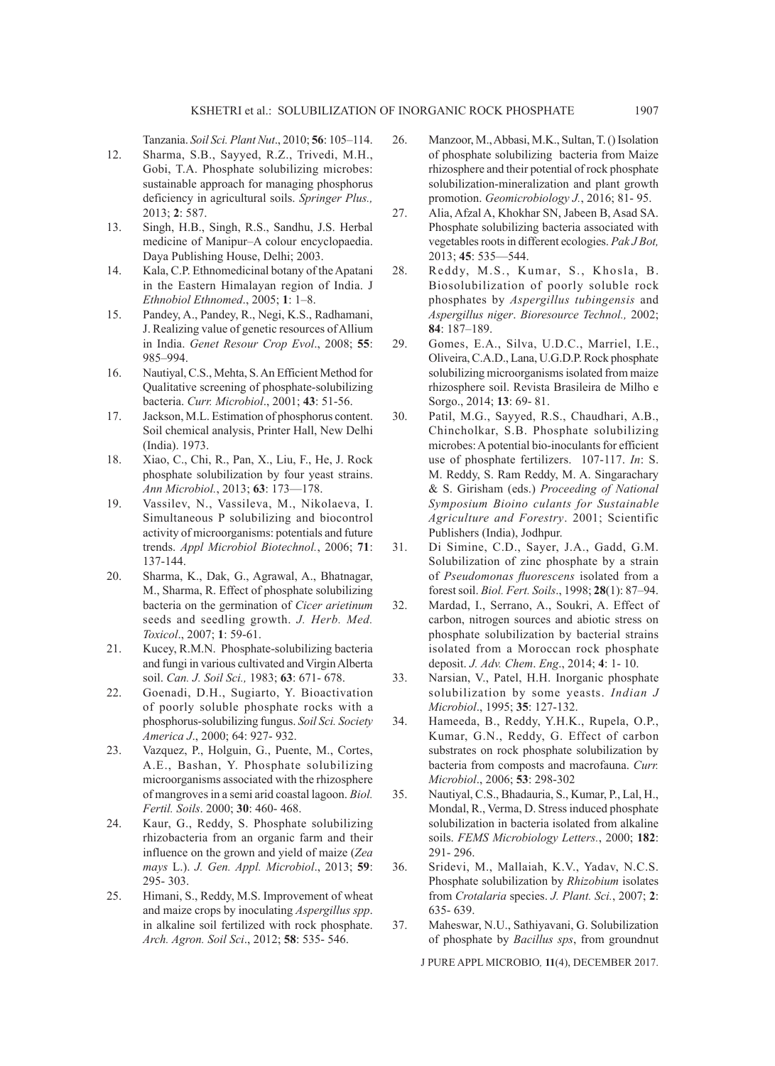Tanzania. *Soil Sci. Plant Nut*., 2010; **56**: 105–114.

12. Sharma, S.B., Sayyed, R.Z., Trivedi, M.H., Gobi, T.A. Phosphate solubilizing microbes: sustainable approach for managing phosphorus deficiency in agricultural soils. *Springer Plus.,* 2013; **2**: 587.
13. Singh, H.B., Singh, R.S., Sandhu, J.S. Herbal medicine of Manipur–A colour encyclopaedia. Daya Publishing House, Delhi; 2003.
14. Kala, C.P. Ethnomedicinal botany of the Apatani in the Eastern Himalayan region of India. J *Ethnobiol Ethnomed*., 2005; **1**: 1–8.
15. Pandey, A., Pandey, R., Negi, K.S., Radhamani, J. Realizing value of genetic resources of Allium in India. *Genet Resour Crop Evol*., 2008; **55**: 985–994.
16. Nautiyal, C.S., Mehta, S. An Efficient Method for Qualitative screening of phosphate-solubilizing bacteria. *Curr. Microbiol*., 2001; **43**: 51-56.
17. Jackson, M.L. Estimation of phosphorus content. Soil chemical analysis, Printer Hall, New Delhi (India). 1973.
18. Xiao, C., Chi, R., Pan, X., Liu, F., He, J. Rock phosphate solubilization by four yeast strains. *Ann Microbiol.*, 2013; **63**: 173—178.
19. Vassilev, N., Vassileva, M., Nikolaeva, I. Simultaneous P solubilizing and biocontrol activity of microorganisms: potentials and future trends. *Appl Microbiol Biotechnol.*, 2006; **71**: 137-144.
20. Sharma, K., Dak, G., Agrawal, A., Bhatnagar, M., Sharma, R. Effect of phosphate solubilizing bacteria on the germination of *Cicer arietinum* seeds and seedling growth. *J. Herb. Med. Toxicol*., 2007; **1**: 59-61.
21. Kucey, R.M.N. Phosphate-solubilizing bacteria and fungi in various cultivated and Virgin Alberta soil. *Can. J. Soil Sci.,* 1983; **63**: 671- 678.
22. Goenadi, D.H., Sugiarto, Y. Bioactivation of poorly soluble phosphate rocks with a phosphorus-solubilizing fungus. *Soil Sci. Society America J*., 2000; 64: 927- 932.
23. Vazquez, P., Holguin, G., Puente, M., Cortes, A.E., Bashan, Y. Phosphate solubilizing microorganisms associated with the rhizosphere of mangroves in a semi arid coastal lagoon. *Biol. Fertil. Soils*. 2000; **30**: 460- 468.
24. Kaur, G., Reddy, S. Phosphate solubilizing rhizobacteria from an organic farm and their influence on the grown and yield of maize (*Zea mays* L.). *J. Gen. Appl. Microbiol*., 2013; **59**: 295- 303.
25. Himani, S., Reddy, M.S. Improvement of wheat and maize crops by inoculating *Aspergillus spp*. in alkaline soil fertilized with rock phosphate. *Arch. Agron. Soil Sci*., 2012; **58**: 535- 546.
26. Manzoor, M., Abbasi, M.K., Sultan, T. () Isolation of phosphate solubilizing bacteria from Maize rhizosphere and their potential of rock phosphate solubilization-mineralization and plant growth promotion. *Geomicrobiology J.*, 2016; 81- 95.
27. Alia, Afzal A, Khokhar SN, Jabeen B, Asad SA. Phosphate solubilizing bacteria associated with vegetables roots in different ecologies. *Pak J Bot,* 2013; **45**: 535—544.
28. Reddy, M.S., Kumar, S., Khosla, B. Biosolubilization of poorly soluble rock phosphates by *Aspergillus tubingensis* and *Aspergillus niger*. *Bioresource Technol.,* 2002; **84**: 187–189.
29. Gomes, E.A., Silva, U.D.C., Marriel, I.E., Oliveira, C.A.D., Lana, U.G.D.P. Rock phosphate solubilizing microorganisms isolated from maize rhizosphere soil. Revista Brasileira de Milho e Sorgo., 2014; **13**: 69- 81.
30. Patil, M.G., Sayyed, R.S., Chaudhari, A.B., Chincholkar, S.B. Phosphate solubilizing microbes: A potential bio-inoculants for efficient use of phosphate fertilizers. 107-117. *In*: S. M. Reddy, S. Ram Reddy, M. A. Singarachary & S. Girisham (eds.) *Proceeding of National Symposium Bioino culants for Sustainable Agriculture and Forestry*. 2001; Scientific Publishers (India), Jodhpur.
31. Di Simine, C.D., Sayer, J.A., Gadd, G.M. Solubilization of zinc phosphate by a strain of *Pseudomonas fluorescens* isolated from a forest soil. *Biol. Fert. Soils*., 1998; **28**(1): 87–94.
32. Mardad, I., Serrano, A., Soukri, A. Effect of carbon, nitrogen sources and abiotic stress on phosphate solubilization by bacterial strains isolated from a Moroccan rock phosphate deposit. *J. Adv. Chem. Eng*., 2014; **4**: 1- 10.
33. Narsian, V., Patel, H.H. Inorganic phosphate solubilization by some yeasts. *Indian J Microbiol*., 1995; **35**: 127-132.
34. Hameeda, B., Reddy, Y.H.K., Rupela, O.P., Kumar, G.N., Reddy, G. Effect of carbon substrates on rock phosphate solubilization by bacteria from composts and macrofauna. *Curr. Microbiol*., 2006; **53**: 298-302
35. Nautiyal, C.S., Bhadauria, S., Kumar, P., Lal, H., Mondal, R., Verma, D. Stress induced phosphate solubilization in bacteria isolated from alkaline soils. *FEMS Microbiology Letters.*, 2000; **182**: 291- 296.
36. Sridevi, M., Mallaiah, K.V., Yadav, N.C.S. Phosphate solubilization by *Rhizobium* isolates from *Crotalaria* species. *J. Plant. Sci.*, 2007; **2**: 635- 639.
37. Maheswar, N.U., Sathiyavani, G. Solubilization of phosphate by *Bacillus sps*, from groundnut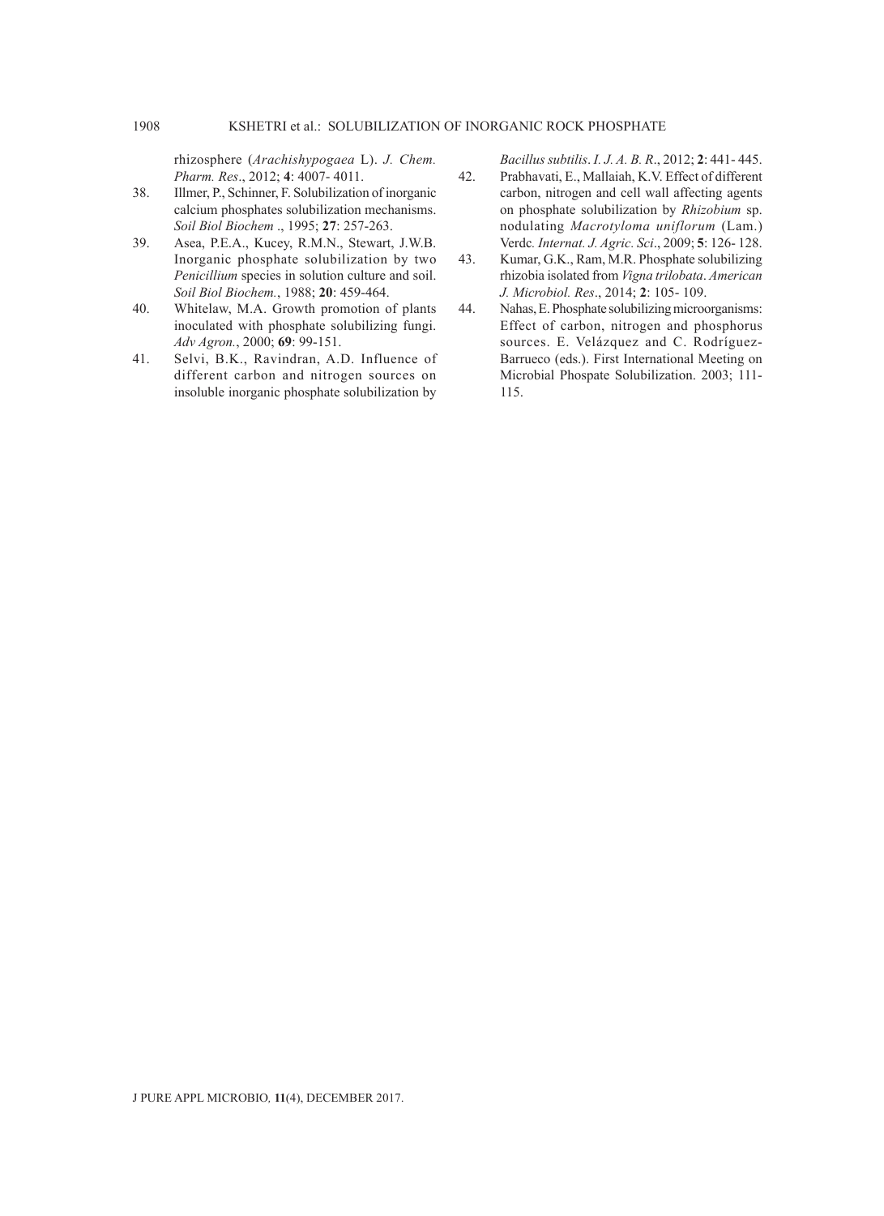rhizosphere (*Arachishypogaea* L). *J. Chem. Pharm. Res*., 2012; **4**: 4007- 4011.

38. Illmer, P., Schinner, F. Solubilization of inorganic calcium phosphates solubilization mechanisms. *Soil Biol Biochem* ., 1995; **27**: 257-263.
39. Asea, P.E.A., Kucey, R.M.N., Stewart, J.W.B. Inorganic phosphate solubilization by two *Penicillium* species in solution culture and soil. *Soil Biol Biochem.*, 1988; **20**: 459-464.
40. Whitelaw, M.A. Growth promotion of plants inoculated with phosphate solubilizing fungi. *Adv Agron.*, 2000; **69**: 99-151.
41. Selvi, B.K., Ravindran, A.D. Influence of different carbon and nitrogen sources on insoluble inorganic phosphate solubilization by *Bacillus subtilis*. *I. J. A. B. R*., 2012; **2**: 441- 445.
42. Prabhavati, E., Mallaiah, K.V. Effect of different carbon, nitrogen and cell wall affecting agents on phosphate solubilization by *Rhizobium* sp. nodulating *Macrotyloma uniflorum* (Lam.) Verdc*. Internat. J. Agric. Sci*., 2009; **5**: 126- 128.
43. Kumar, G.K., Ram, M.R. Phosphate solubilizing rhizobia isolated from *Vigna trilobata*. *American J. Microbiol. Res*., 2014; **2**: 105- 109.
44. Nahas, E. Phosphate solubilizing microorganisms: Effect of carbon, nitrogen and phosphorus sources. E. Velázquez and C. Rodríguez-Barrueco (eds.). First International Meeting on Microbial Phospate Solubilization. 2003; 111-115.